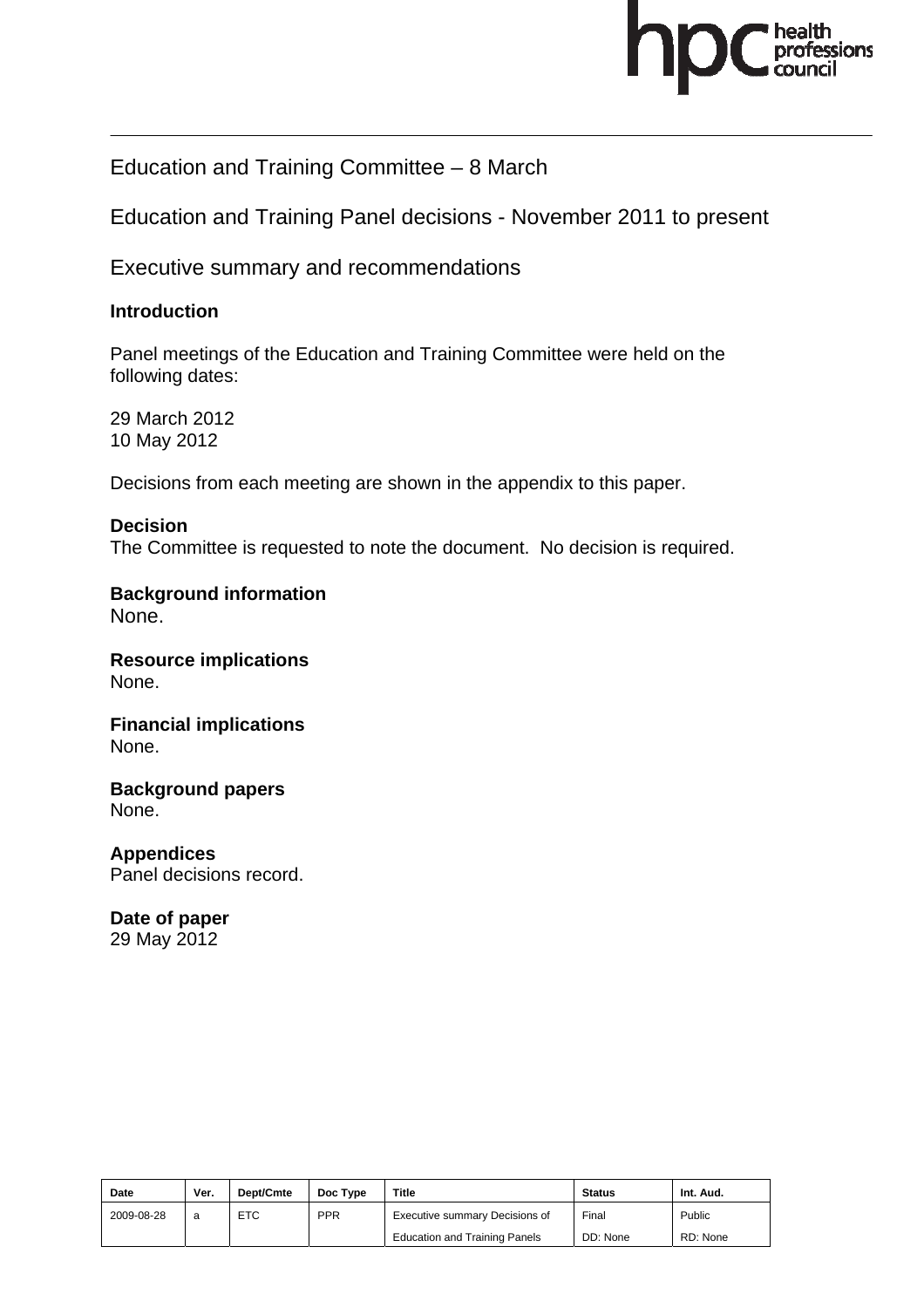Education and Training Committee – 8 March

Education and Training Panel decisions - November 2011 to present

Executive summary and recommendations

**Introduction**

Panel meetings of the Education and Training Committee were held on the following dates:

29 March 2012
10 May 2012

Decisions from each meeting are shown in the appendix to this paper.

**Decision**
The Committee is requested to note the document. No decision is required.

**Background information**
None.

**Resource implications**
None.

**Financial implications**
None.

**Background papers**
None.

**Appendices**
Panel decisions record.

**Date of paper**
29 May 2012

| Date | Ver. | Dept/Cmte | Doc Type | Title | Status | Int. Aud. |
|---|---|---|---|---|---|---|
| 2009-08-28 | a | ETC | PPR | Executive summary Decisions of Education and Training Panels | Final DD: None | Public RD: None |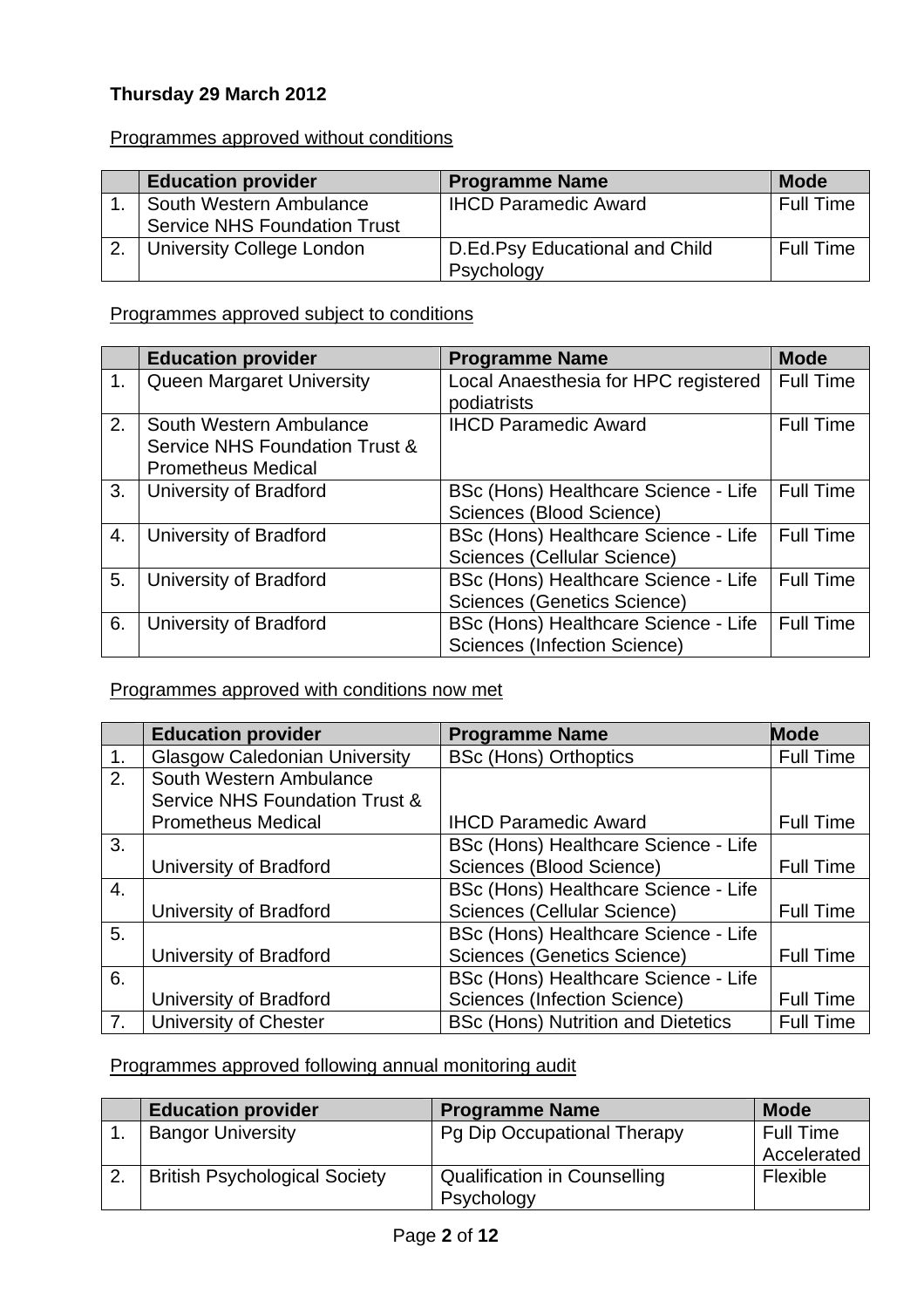**Thursday 29 March 2012**

Programmes approved without conditions

| | Education provider | Programme Name | Mode |
|---|---|---|---|
| 1. | South Western Ambulance Service NHS Foundation Trust | IHCD Paramedic Award | Full Time |
| 2. | University College London | D.Ed.Psy Educational and Child Psychology | Full Time |

Programmes approved subject to conditions

| | Education provider | Programme Name | Mode |
|---|---|---|---|
| 1. | Queen Margaret University | Local Anaesthesia for HPC registered podiatrists | Full Time |
| 2. | South Western Ambulance Service NHS Foundation Trust & Prometheus Medical | IHCD Paramedic Award | Full Time |
| 3. | University of Bradford | BSc (Hons) Healthcare Science - Life Sciences (Blood Science) | Full Time |
| 4. | University of Bradford | BSc (Hons) Healthcare Science - Life Sciences (Cellular Science) | Full Time |
| 5. | University of Bradford | BSc (Hons) Healthcare Science - Life Sciences (Genetics Science) | Full Time |
| 6. | University of Bradford | BSc (Hons) Healthcare Science - Life Sciences (Infection Science) | Full Time |

Programmes approved with conditions now met

| | Education provider | Programme Name | Mode |
|---|---|---|---|
| 1. | Glasgow Caledonian University | BSc (Hons) Orthoptics | Full Time |
| 2. | South Western Ambulance Service NHS Foundation Trust & Prometheus Medical | IHCD Paramedic Award | Full Time |
| 3. | University of Bradford | BSc (Hons) Healthcare Science - Life Sciences (Blood Science) | Full Time |
| 4. | University of Bradford | BSc (Hons) Healthcare Science - Life Sciences (Cellular Science) | Full Time |
| 5. | University of Bradford | BSc (Hons) Healthcare Science - Life Sciences (Genetics Science) | Full Time |
| 6. | University of Bradford | BSc (Hons) Healthcare Science - Life Sciences (Infection Science) | Full Time |
| 7. | University of Chester | BSc (Hons) Nutrition and Dietetics | Full Time |

Programmes approved following annual monitoring audit

| | Education provider | Programme Name | Mode |
|---|---|---|---|
| 1. | Bangor University | Pg Dip Occupational Therapy | Full Time Accelerated |
| 2. | British Psychological Society | Qualification in Counselling Psychology | Flexible |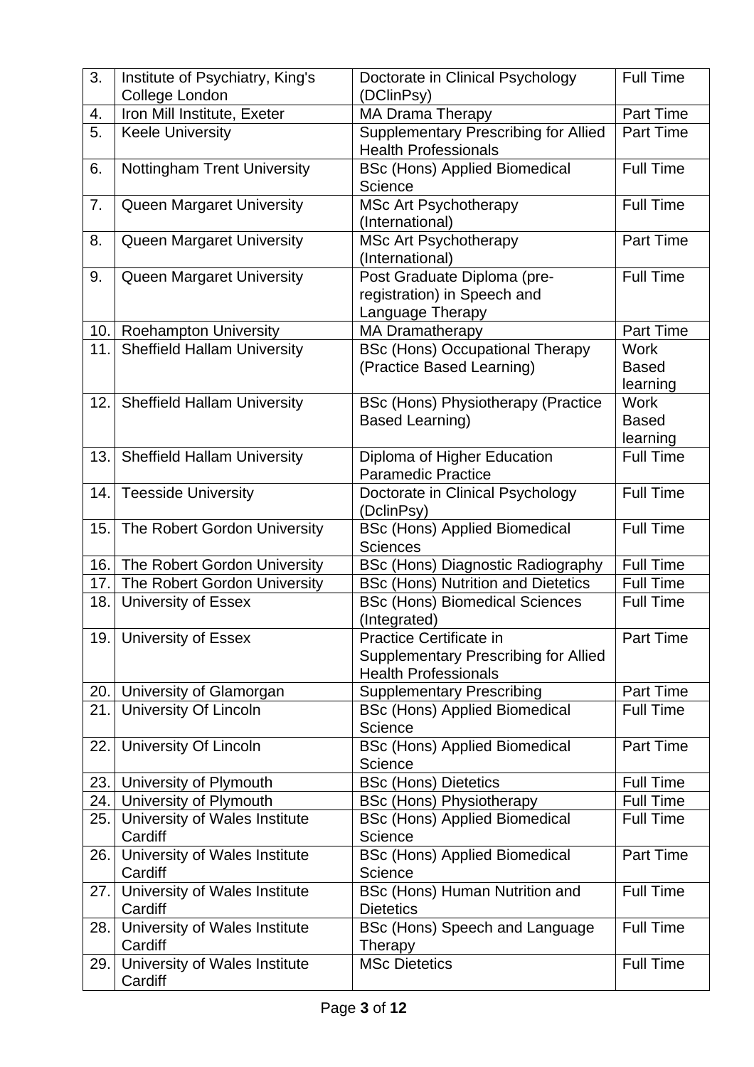| | | | |
|---|---|---|---|
| 3. | Institute of Psychiatry, King's College London | Doctorate in Clinical Psychology (DClinPsy) | Full Time |
| 4. | Iron Mill Institute, Exeter | MA Drama Therapy | Part Time |
| 5. | Keele University | Supplementary Prescribing for Allied Health Professionals | Part Time |
| 6. | Nottingham Trent University | BSc (Hons) Applied Biomedical Science | Full Time |
| 7. | Queen Margaret University | MSc Art Psychotherapy (International) | Full Time |
| 8. | Queen Margaret University | MSc Art Psychotherapy (International) | Part Time |
| 9. | Queen Margaret University | Post Graduate Diploma (pre-registration) in Speech and Language Therapy | Full Time |
| 10. | Roehampton University | MA Dramatherapy | Part Time |
| 11. | Sheffield Hallam University | BSc (Hons) Occupational Therapy (Practice Based Learning) | Work Based learning |
| 12. | Sheffield Hallam University | BSc (Hons) Physiotherapy (Practice Based Learning) | Work Based learning |
| 13. | Sheffield Hallam University | Diploma of Higher Education Paramedic Practice | Full Time |
| 14. | Teesside University | Doctorate in Clinical Psychology (DclinPsy) | Full Time |
| 15. | The Robert Gordon University | BSc (Hons) Applied Biomedical Sciences | Full Time |
| 16. | The Robert Gordon University | BSc (Hons) Diagnostic Radiography | Full Time |
| 17. | The Robert Gordon University | BSc (Hons) Nutrition and Dietetics | Full Time |
| 18. | University of Essex | BSc (Hons) Biomedical Sciences (Integrated) | Full Time |
| 19. | University of Essex | Practice Certificate in Supplementary Prescribing for Allied Health Professionals | Part Time |
| 20. | University of Glamorgan | Supplementary Prescribing | Part Time |
| 21. | University Of Lincoln | BSc (Hons) Applied Biomedical Science | Full Time |
| 22. | University Of Lincoln | BSc (Hons) Applied Biomedical Science | Part Time |
| 23. | University of Plymouth | BSc (Hons) Dietetics | Full Time |
| 24. | University of Plymouth | BSc (Hons) Physiotherapy | Full Time |
| 25. | University of Wales Institute Cardiff | BSc (Hons) Applied Biomedical Science | Full Time |
| 26. | University of Wales Institute Cardiff | BSc (Hons) Applied Biomedical Science | Part Time |
| 27. | University of Wales Institute Cardiff | BSc (Hons) Human Nutrition and Dietetics | Full Time |
| 28. | University of Wales Institute Cardiff | BSc (Hons) Speech and Language Therapy | Full Time |
| 29. | University of Wales Institute Cardiff | MSc Dietetics | Full Time |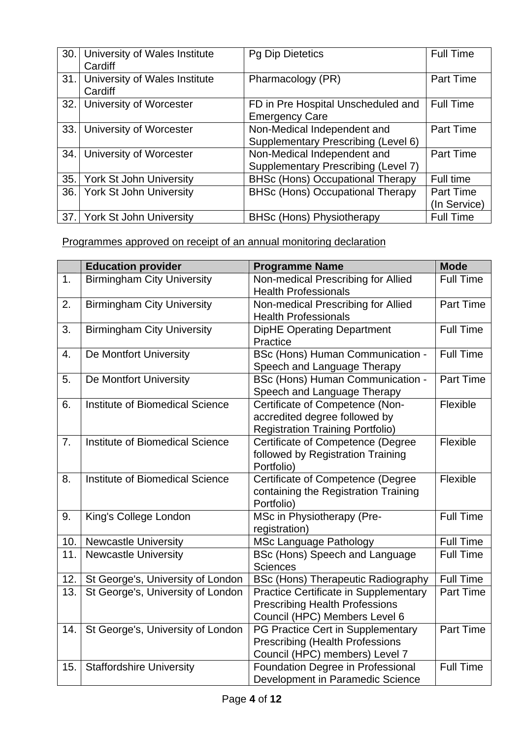| | | | |
|---|---|---|---|
| 30. | University of Wales Institute Cardiff | Pg Dip Dietetics | Full Time |
| 31. | University of Wales Institute Cardiff | Pharmacology (PR) | Part Time |
| 32. | University of Worcester | FD in Pre Hospital Unscheduled and Emergency Care | Full Time |
| 33. | University of Worcester | Non-Medical Independent and Supplementary Prescribing (Level 6) | Part Time |
| 34. | University of Worcester | Non-Medical Independent and Supplementary Prescribing (Level 7) | Part Time |
| 35. | York St John University | BHSc (Hons) Occupational Therapy | Full time |
| 36. | York St John University | BHSc (Hons) Occupational Therapy | Part Time (In Service) |
| 37. | York St John University | BHSc (Hons) Physiotherapy | Full Time |

Programmes approved on receipt of an annual monitoring declaration

| | Education provider | Programme Name | Mode |
|---|---|---|---|
| 1. | Birmingham City University | Non-medical Prescribing for Allied Health Professionals | Full Time |
| 2. | Birmingham City University | Non-medical Prescribing for Allied Health Professionals | Part Time |
| 3. | Birmingham City University | DipHE Operating Department Practice | Full Time |
| 4. | De Montfort University | BSc (Hons) Human Communication - Speech and Language Therapy | Full Time |
| 5. | De Montfort University | BSc (Hons) Human Communication - Speech and Language Therapy | Part Time |
| 6. | Institute of Biomedical Science | Certificate of Competence (Non-accredited degree followed by Registration Training Portfolio) | Flexible |
| 7. | Institute of Biomedical Science | Certificate of Competence (Degree followed by Registration Training Portfolio) | Flexible |
| 8. | Institute of Biomedical Science | Certificate of Competence (Degree containing the Registration Training Portfolio) | Flexible |
| 9. | King's College London | MSc in Physiotherapy (Pre-registration) | Full Time |
| 10. | Newcastle University | MSc Language Pathology | Full Time |
| 11. | Newcastle University | BSc (Hons) Speech and Language Sciences | Full Time |
| 12. | St George's, University of London | BSc (Hons) Therapeutic Radiography | Full Time |
| 13. | St George's, University of London | Practice Certificate in Supplementary Prescribing Health Professions Council (HPC) Members Level 6 | Part Time |
| 14. | St George's, University of London | PG Practice Cert in Supplementary Prescribing (Health Professions Council (HPC) members) Level 7 | Part Time |
| 15. | Staffordshire University | Foundation Degree in Professional Development in Paramedic Science | Full Time |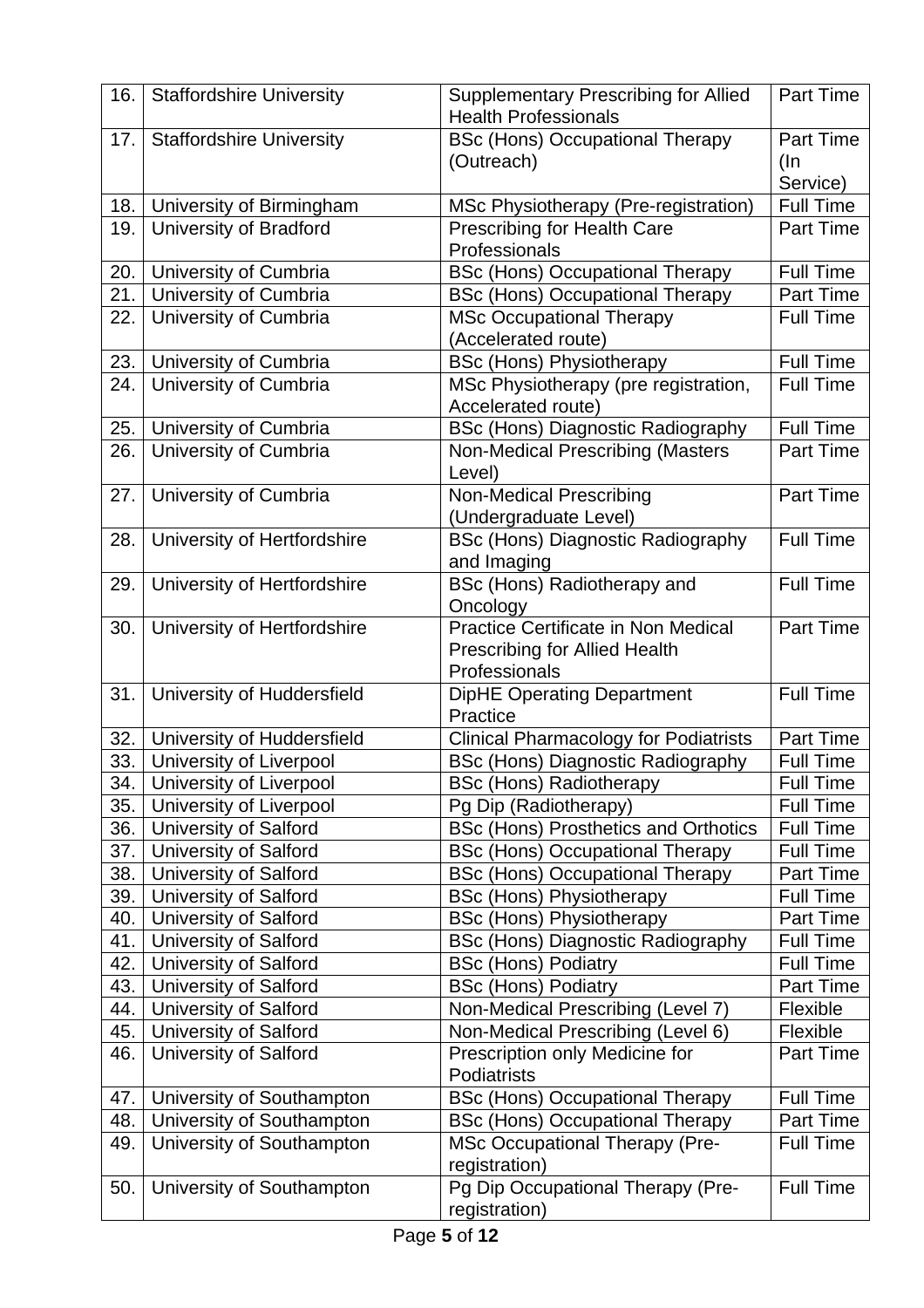| 16. | Staffordshire University | Supplementary Prescribing for Allied Health Professionals | Part Time |
|---|---|---|---|
| 17. | Staffordshire University | BSc (Hons) Occupational Therapy (Outreach) | Part Time (In Service) |
| 18. | University of Birmingham | MSc Physiotherapy (Pre-registration) | Full Time |
| 19. | University of Bradford | Prescribing for Health Care Professionals | Part Time |
| 20. | University of Cumbria | BSc (Hons) Occupational Therapy | Full Time |
| 21. | University of Cumbria | BSc (Hons) Occupational Therapy | Part Time |
| 22. | University of Cumbria | MSc Occupational Therapy (Accelerated route) | Full Time |
| 23. | University of Cumbria | BSc (Hons) Physiotherapy | Full Time |
| 24. | University of Cumbria | MSc Physiotherapy (pre registration, Accelerated route) | Full Time |
| 25. | University of Cumbria | BSc (Hons) Diagnostic Radiography | Full Time |
| 26. | University of Cumbria | Non-Medical Prescribing (Masters Level) | Part Time |
| 27. | University of Cumbria | Non-Medical Prescribing (Undergraduate Level) | Part Time |
| 28. | University of Hertfordshire | BSc (Hons) Diagnostic Radiography and Imaging | Full Time |
| 29. | University of Hertfordshire | BSc (Hons) Radiotherapy and Oncology | Full Time |
| 30. | University of Hertfordshire | Practice Certificate in Non Medical Prescribing for Allied Health Professionals | Part Time |
| 31. | University of Huddersfield | DipHE Operating Department Practice | Full Time |
| 32. | University of Huddersfield | Clinical Pharmacology for Podiatrists | Part Time |
| 33. | University of Liverpool | BSc (Hons) Diagnostic Radiography | Full Time |
| 34. | University of Liverpool | BSc (Hons) Radiotherapy | Full Time |
| 35. | University of Liverpool | Pg Dip (Radiotherapy) | Full Time |
| 36. | University of Salford | BSc (Hons) Prosthetics and Orthotics | Full Time |
| 37. | University of Salford | BSc (Hons) Occupational Therapy | Full Time |
| 38. | University of Salford | BSc (Hons) Occupational Therapy | Part Time |
| 39. | University of Salford | BSc (Hons) Physiotherapy | Full Time |
| 40. | University of Salford | BSc (Hons) Physiotherapy | Part Time |
| 41. | University of Salford | BSc (Hons) Diagnostic Radiography | Full Time |
| 42. | University of Salford | BSc (Hons) Podiatry | Full Time |
| 43. | University of Salford | BSc (Hons) Podiatry | Part Time |
| 44. | University of Salford | Non-Medical Prescribing (Level 7) | Flexible |
| 45. | University of Salford | Non-Medical Prescribing (Level 6) | Flexible |
| 46. | University of Salford | Prescription only Medicine for Podiatrists | Part Time |
| 47. | University of Southampton | BSc (Hons) Occupational Therapy | Full Time |
| 48. | University of Southampton | BSc (Hons) Occupational Therapy | Part Time |
| 49. | University of Southampton | MSc Occupational Therapy (Pre-registration) | Full Time |
| 50. | University of Southampton | Pg Dip Occupational Therapy (Pre-registration) | Full Time |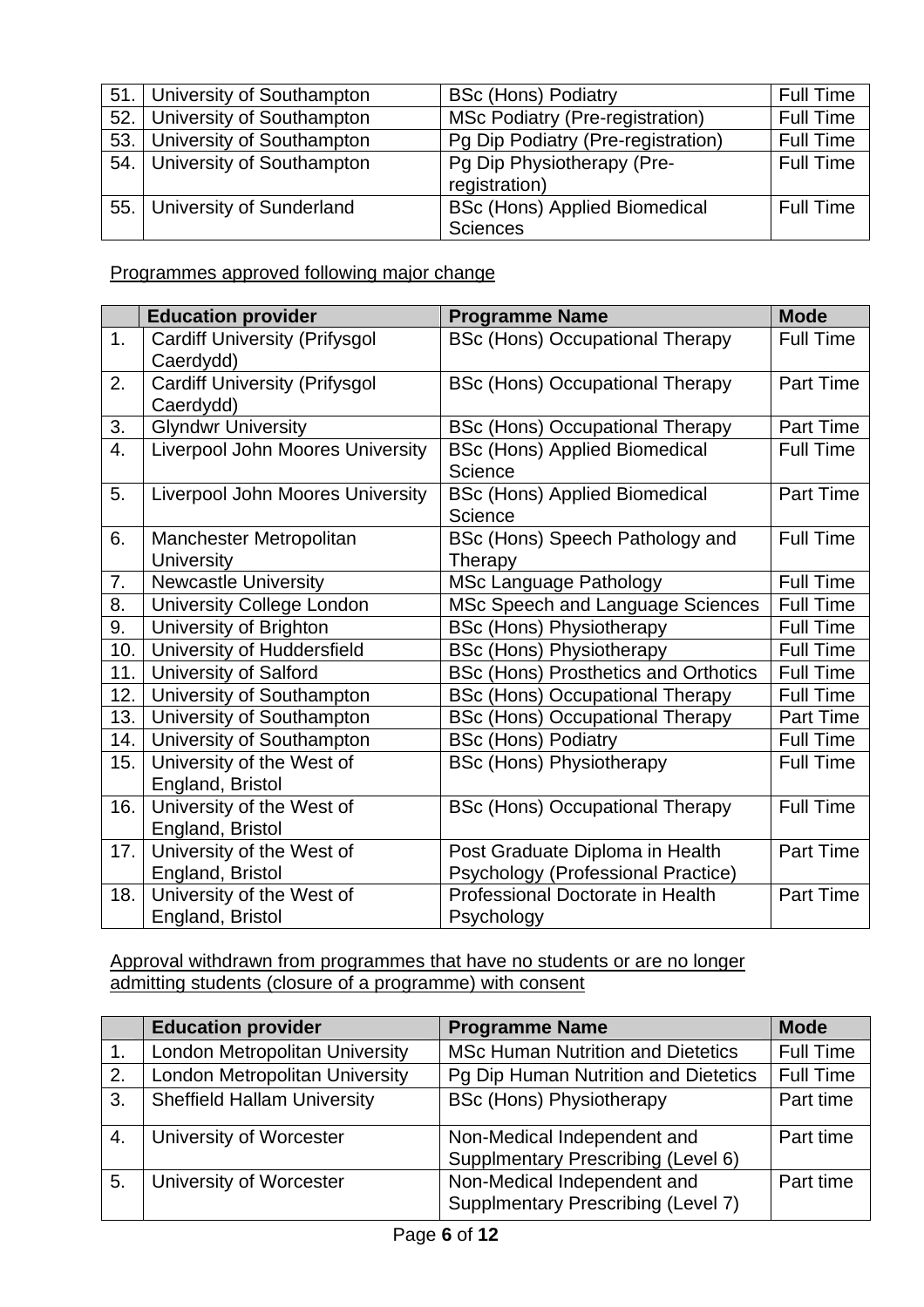| | | | |
|---|---|---|---|
| 51. | University of Southampton | BSc (Hons) Podiatry | Full Time |
| 52. | University of Southampton | MSc Podiatry (Pre-registration) | Full Time |
| 53. | University of Southampton | Pg Dip Podiatry (Pre-registration) | Full Time |
| 54. | University of Southampton | Pg Dip Physiotherapy (Pre-registration) | Full Time |
| 55. | University of Sunderland | BSc (Hons) Applied Biomedical Sciences | Full Time |

Programmes approved following major change

| | Education provider | Programme Name | Mode |
|---|---|---|---|
| 1. | Cardiff University (Prifysgol Caerdydd) | BSc (Hons) Occupational Therapy | Full Time |
| 2. | Cardiff University (Prifysgol Caerdydd) | BSc (Hons) Occupational Therapy | Part Time |
| 3. | Glyndwr University | BSc (Hons) Occupational Therapy | Part Time |
| 4. | Liverpool John Moores University | BSc (Hons) Applied Biomedical Science | Full Time |
| 5. | Liverpool John Moores University | BSc (Hons) Applied Biomedical Science | Part Time |
| 6. | Manchester Metropolitan University | BSc (Hons) Speech Pathology and Therapy | Full Time |
| 7. | Newcastle University | MSc Language Pathology | Full Time |
| 8. | University College London | MSc Speech and Language Sciences | Full Time |
| 9. | University of Brighton | BSc (Hons) Physiotherapy | Full Time |
| 10. | University of Huddersfield | BSc (Hons) Physiotherapy | Full Time |
| 11. | University of Salford | BSc (Hons) Prosthetics and Orthotics | Full Time |
| 12. | University of Southampton | BSc (Hons) Occupational Therapy | Full Time |
| 13. | University of Southampton | BSc (Hons) Occupational Therapy | Part Time |
| 14. | University of Southampton | BSc (Hons) Podiatry | Full Time |
| 15. | University of the West of England, Bristol | BSc (Hons) Physiotherapy | Full Time |
| 16. | University of the West of England, Bristol | BSc (Hons) Occupational Therapy | Full Time |
| 17. | University of the West of England, Bristol | Post Graduate Diploma in Health Psychology (Professional Practice) | Part Time |
| 18. | University of the West of England, Bristol | Professional Doctorate in Health Psychology | Part Time |

Approval withdrawn from programmes that have no students or are no longer admitting students (closure of a programme) with consent

| | Education provider | Programme Name | Mode |
|---|---|---|---|
| 1. | London Metropolitan University | MSc Human Nutrition and Dietetics | Full Time |
| 2. | London Metropolitan University | Pg Dip Human Nutrition and Dietetics | Full Time |
| 3. | Sheffield Hallam University | BSc (Hons) Physiotherapy | Part time |
| 4. | University of Worcester | Non-Medical Independent and Supplmentary Prescribing (Level 6) | Part time |
| 5. | University of Worcester | Non-Medical Independent and Supplmentary Prescribing (Level 7) | Part time |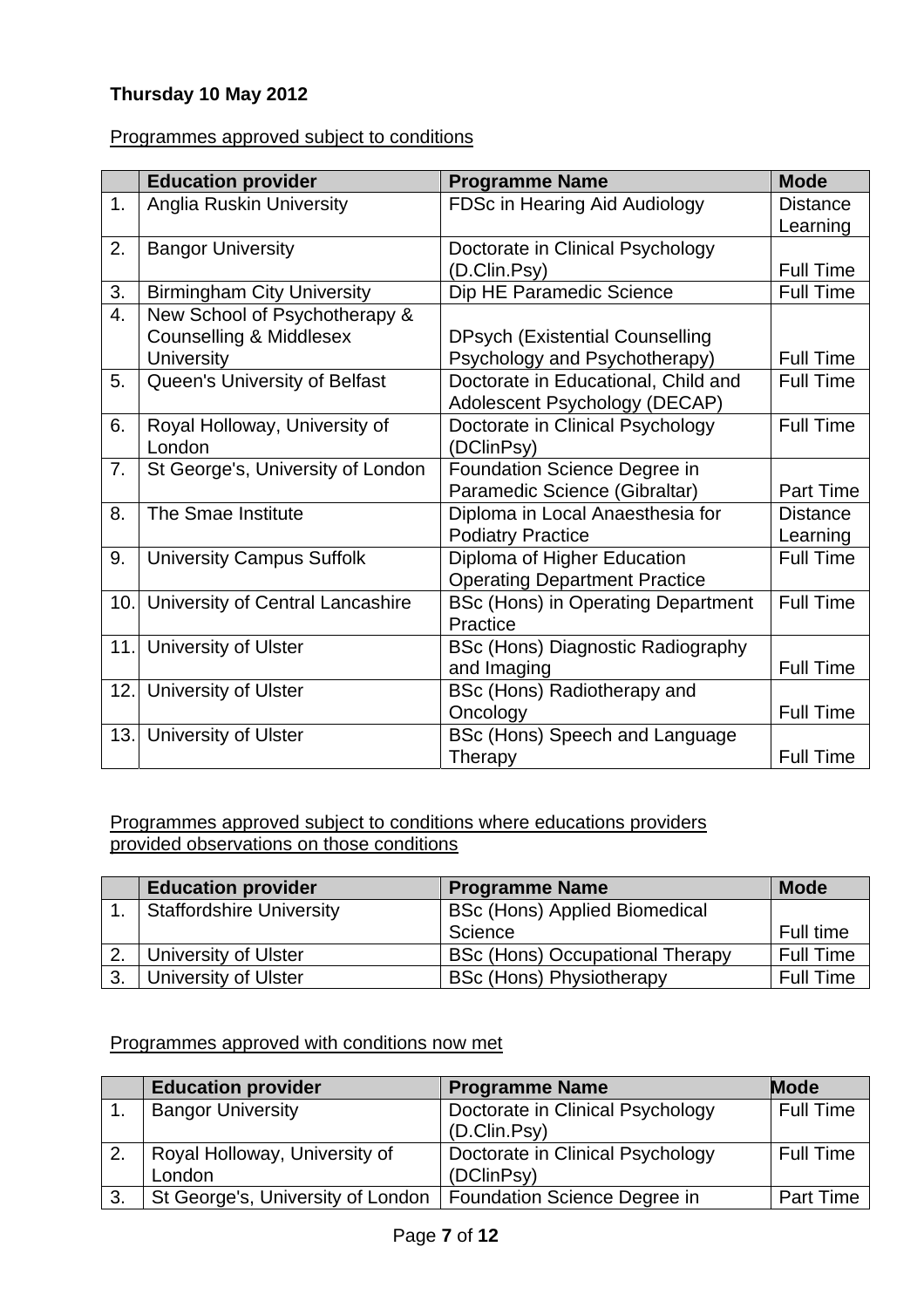**Thursday 10 May 2012**

Programmes approved subject to conditions

| | Education provider | Programme Name | Mode |
|---|---|---|---|
| 1. | Anglia Ruskin University | FDSc in Hearing Aid Audiology | Distance Learning |
| 2. | Bangor University | Doctorate in Clinical Psychology (D.Clin.Psy) | Full Time |
| 3. | Birmingham City University | Dip HE Paramedic Science | Full Time |
| 4. | New School of Psychotherapy & Counselling & Middlesex University | DPsych (Existential Counselling Psychology and Psychotherapy) | Full Time |
| 5. | Queen's University of Belfast | Doctorate in Educational, Child and Adolescent Psychology (DECAP) | Full Time |
| 6. | Royal Holloway, University of London | Doctorate in Clinical Psychology (DClinPsy) | Full Time |
| 7. | St George's, University of London | Foundation Science Degree in Paramedic Science (Gibraltar) | Part Time |
| 8. | The Smae Institute | Diploma in Local Anaesthesia for Podiatry Practice | Distance Learning |
| 9. | University Campus Suffolk | Diploma of Higher Education Operating Department Practice | Full Time |
| 10. | University of Central Lancashire | BSc (Hons) in Operating Department Practice | Full Time |
| 11. | University of Ulster | BSc (Hons) Diagnostic Radiography and Imaging | Full Time |
| 12. | University of Ulster | BSc (Hons) Radiotherapy and Oncology | Full Time |
| 13. | University of Ulster | BSc (Hons) Speech and Language Therapy | Full Time |

Programmes approved subject to conditions where educations providers provided observations on those conditions

| | Education provider | Programme Name | Mode |
|---|---|---|---|
| 1. | Staffordshire University | BSc (Hons) Applied Biomedical Science | Full time |
| 2. | University of Ulster | BSc (Hons) Occupational Therapy | Full Time |
| 3. | University of Ulster | BSc (Hons) Physiotherapy | Full Time |

Programmes approved with conditions now met

| | Education provider | Programme Name | Mode |
|---|---|---|---|
| 1. | Bangor University | Doctorate in Clinical Psychology (D.Clin.Psy) | Full Time |
| 2. | Royal Holloway, University of London | Doctorate in Clinical Psychology (DClinPsy) | Full Time |
| 3. | St George's, University of London | Foundation Science Degree in | Part Time |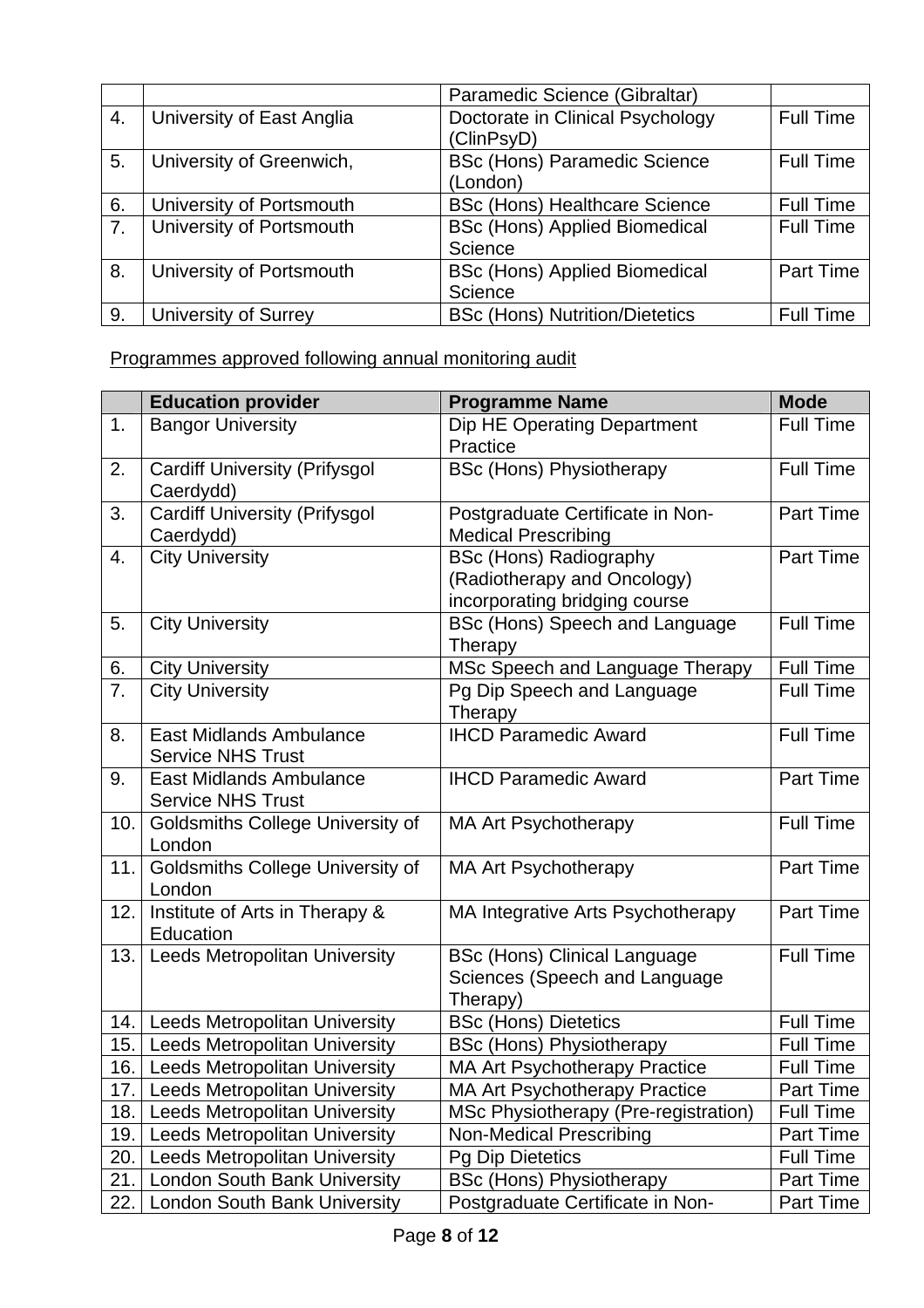|  |  | Paramedic Science (Gibraltar) |  |
|---|---|---|---|
| 4. | University of East Anglia | Doctorate in Clinical Psychology (ClinPsyD) | Full Time |
| 5. | University of Greenwich, | BSc (Hons) Paramedic Science (London) | Full Time |
| 6. | University of Portsmouth | BSc (Hons) Healthcare Science | Full Time |
| 7. | University of Portsmouth | BSc (Hons) Applied Biomedical Science | Full Time |
| 8. | University of Portsmouth | BSc (Hons) Applied Biomedical Science | Part Time |
| 9. | University of Surrey | BSc (Hons) Nutrition/Dietetics | Full Time |

<u>Programmes approved following annual monitoring audit</u>

|  | **Education provider** | **Programme Name** | **Mode** |
|---|---|---|---|
| 1. | Bangor University | Dip HE Operating Department Practice | Full Time |
| 2. | Cardiff University (Prifysgol Caerdydd) | BSc (Hons) Physiotherapy | Full Time |
| 3. | Cardiff University (Prifysgol Caerdydd) | Postgraduate Certificate in Non-Medical Prescribing | Part Time |
| 4. | City University | BSc (Hons) Radiography (Radiotherapy and Oncology) incorporating bridging course | Part Time |
| 5. | City University | BSc (Hons) Speech and Language Therapy | Full Time |
| 6. | City University | MSc Speech and Language Therapy | Full Time |
| 7. | City University | Pg Dip Speech and Language Therapy | Full Time |
| 8. | East Midlands Ambulance Service NHS Trust | IHCD Paramedic Award | Full Time |
| 9. | East Midlands Ambulance Service NHS Trust | IHCD Paramedic Award | Part Time |
| 10. | Goldsmiths College University of London | MA Art Psychotherapy | Full Time |
| 11. | Goldsmiths College University of London | MA Art Psychotherapy | Part Time |
| 12. | Institute of Arts in Therapy & Education | MA Integrative Arts Psychotherapy | Part Time |
| 13. | Leeds Metropolitan University | BSc (Hons) Clinical Language Sciences (Speech and Language Therapy) | Full Time |
| 14. | Leeds Metropolitan University | BSc (Hons) Dietetics | Full Time |
| 15. | Leeds Metropolitan University | BSc (Hons) Physiotherapy | Full Time |
| 16. | Leeds Metropolitan University | MA Art Psychotherapy Practice | Full Time |
| 17. | Leeds Metropolitan University | MA Art Psychotherapy Practice | Part Time |
| 18. | Leeds Metropolitan University | MSc Physiotherapy (Pre-registration) | Full Time |
| 19. | Leeds Metropolitan University | Non-Medical Prescribing | Part Time |
| 20. | Leeds Metropolitan University | Pg Dip Dietetics | Full Time |
| 21. | London South Bank University | BSc (Hons) Physiotherapy | Part Time |
| 22. | London South Bank University | Postgraduate Certificate in Non- | Part Time |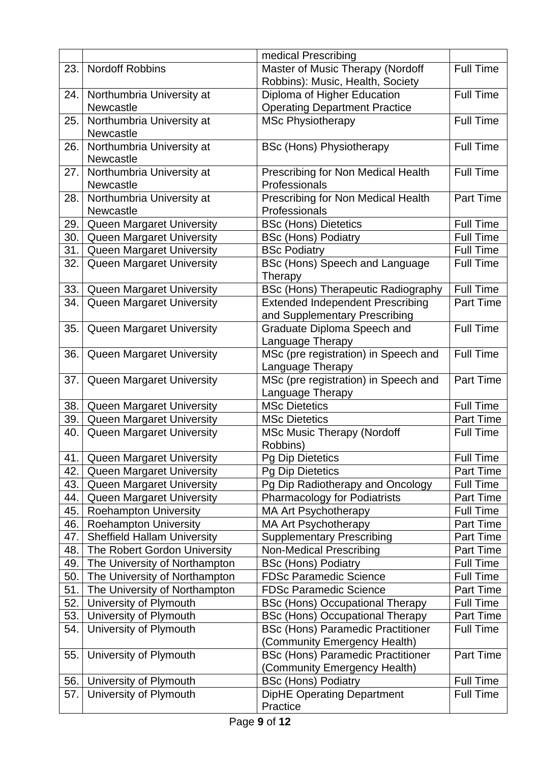| | | | |
|---|---|---|---|
| | | medical Prescribing | |
| 23. | Nordoff Robbins | Master of Music Therapy (Nordoff Robbins): Music, Health, Society | Full Time |
| 24. | Northumbria University at Newcastle | Diploma of Higher Education Operating Department Practice | Full Time |
| 25. | Northumbria University at Newcastle | MSc Physiotherapy | Full Time |
| 26. | Northumbria University at Newcastle | BSc (Hons) Physiotherapy | Full Time |
| 27. | Northumbria University at Newcastle | Prescribing for Non Medical Health Professionals | Full Time |
| 28. | Northumbria University at Newcastle | Prescribing for Non Medical Health Professionals | Part Time |
| 29. | Queen Margaret University | BSc (Hons) Dietetics | Full Time |
| 30. | Queen Margaret University | BSc (Hons) Podiatry | Full Time |
| 31. | Queen Margaret University | BSc Podiatry | Full Time |
| 32. | Queen Margaret University | BSc (Hons) Speech and Language Therapy | Full Time |
| 33. | Queen Margaret University | BSc (Hons) Therapeutic Radiography | Full Time |
| 34. | Queen Margaret University | Extended Independent Prescribing and Supplementary Prescribing | Part Time |
| 35. | Queen Margaret University | Graduate Diploma Speech and Language Therapy | Full Time |
| 36. | Queen Margaret University | MSc (pre registration) in Speech and Language Therapy | Full Time |
| 37. | Queen Margaret University | MSc (pre registration) in Speech and Language Therapy | Part Time |
| 38. | Queen Margaret University | MSc Dietetics | Full Time |
| 39. | Queen Margaret University | MSc Dietetics | Part Time |
| 40. | Queen Margaret University | MSc Music Therapy (Nordoff Robbins) | Full Time |
| 41. | Queen Margaret University | Pg Dip Dietetics | Full Time |
| 42. | Queen Margaret University | Pg Dip Dietetics | Part Time |
| 43. | Queen Margaret University | Pg Dip Radiotherapy and Oncology | Full Time |
| 44. | Queen Margaret University | Pharmacology for Podiatrists | Part Time |
| 45. | Roehampton University | MA Art Psychotherapy | Full Time |
| 46. | Roehampton University | MA Art Psychotherapy | Part Time |
| 47. | Sheffield Hallam University | Supplementary Prescribing | Part Time |
| 48. | The Robert Gordon University | Non-Medical Prescribing | Part Time |
| 49. | The University of Northampton | BSc (Hons) Podiatry | Full Time |
| 50. | The University of Northampton | FDSc Paramedic Science | Full Time |
| 51. | The University of Northampton | FDSc Paramedic Science | Part Time |
| 52. | University of Plymouth | BSc (Hons) Occupational Therapy | Full Time |
| 53. | University of Plymouth | BSc (Hons) Occupational Therapy | Part Time |
| 54. | University of Plymouth | BSc (Hons) Paramedic Practitioner (Community Emergency Health) | Full Time |
| 55. | University of Plymouth | BSc (Hons) Paramedic Practitioner (Community Emergency Health) | Part Time |
| 56. | University of Plymouth | BSc (Hons) Podiatry | Full Time |
| 57. | University of Plymouth | DipHE Operating Department Practice | Full Time |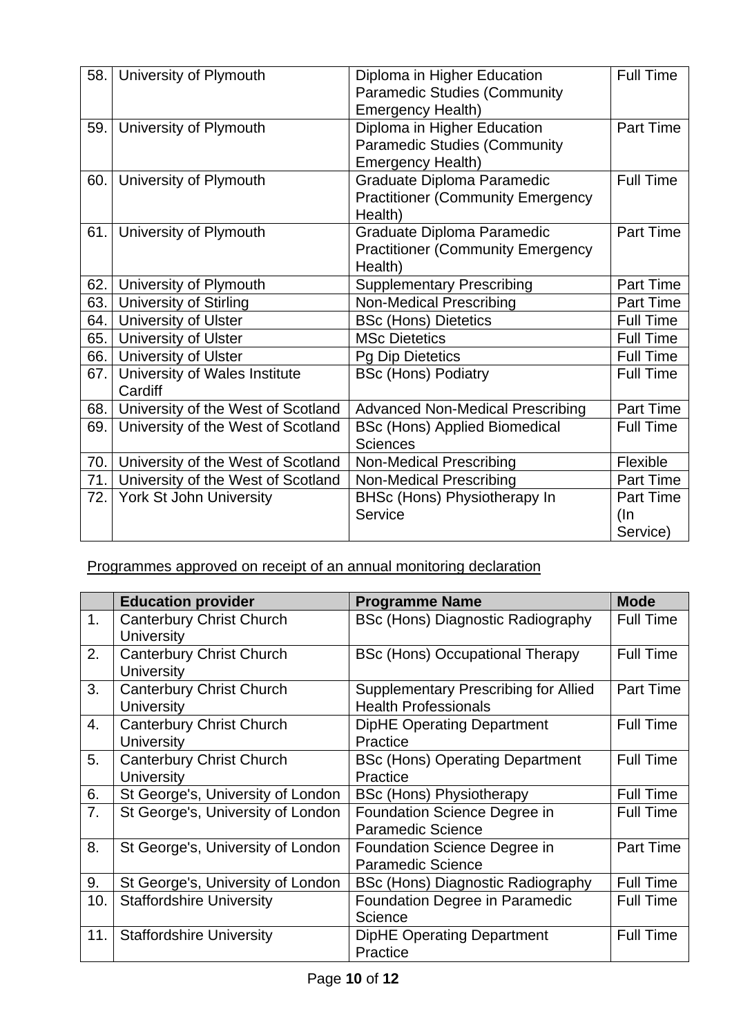| | | | |
|---|---|---|---|
| 58. | University of Plymouth | Diploma in Higher Education Paramedic Studies (Community Emergency Health) | Full Time |
| 59. | University of Plymouth | Diploma in Higher Education Paramedic Studies (Community Emergency Health) | Part Time |
| 60. | University of Plymouth | Graduate Diploma Paramedic Practitioner (Community Emergency Health) | Full Time |
| 61. | University of Plymouth | Graduate Diploma Paramedic Practitioner (Community Emergency Health) | Part Time |
| 62. | University of Plymouth | Supplementary Prescribing | Part Time |
| 63. | University of Stirling | Non-Medical Prescribing | Part Time |
| 64. | University of Ulster | BSc (Hons) Dietetics | Full Time |
| 65. | University of Ulster | MSc Dietetics | Full Time |
| 66. | University of Ulster | Pg Dip Dietetics | Full Time |
| 67. | University of Wales Institute Cardiff | BSc (Hons) Podiatry | Full Time |
| 68. | University of the West of Scotland | Advanced Non-Medical Prescribing | Part Time |
| 69. | University of the West of Scotland | BSc (Hons) Applied Biomedical Sciences | Full Time |
| 70. | University of the West of Scotland | Non-Medical Prescribing | Flexible |
| 71. | University of the West of Scotland | Non-Medical Prescribing | Part Time |
| 72. | York St John University | BHSc (Hons) Physiotherapy In Service | Part Time (In Service) |

Programmes approved on receipt of an annual monitoring declaration

| | Education provider | Programme Name | Mode |
|---|---|---|---|
| 1. | Canterbury Christ Church University | BSc (Hons) Diagnostic Radiography | Full Time |
| 2. | Canterbury Christ Church University | BSc (Hons) Occupational Therapy | Full Time |
| 3. | Canterbury Christ Church University | Supplementary Prescribing for Allied Health Professionals | Part Time |
| 4. | Canterbury Christ Church University | DipHE Operating Department Practice | Full Time |
| 5. | Canterbury Christ Church University | BSc (Hons) Operating Department Practice | Full Time |
| 6. | St George's, University of London | BSc (Hons) Physiotherapy | Full Time |
| 7. | St George's, University of London | Foundation Science Degree in Paramedic Science | Full Time |
| 8. | St George's, University of London | Foundation Science Degree in Paramedic Science | Part Time |
| 9. | St George's, University of London | BSc (Hons) Diagnostic Radiography | Full Time |
| 10. | Staffordshire University | Foundation Degree in Paramedic Science | Full Time |
| 11. | Staffordshire University | DipHE Operating Department Practice | Full Time |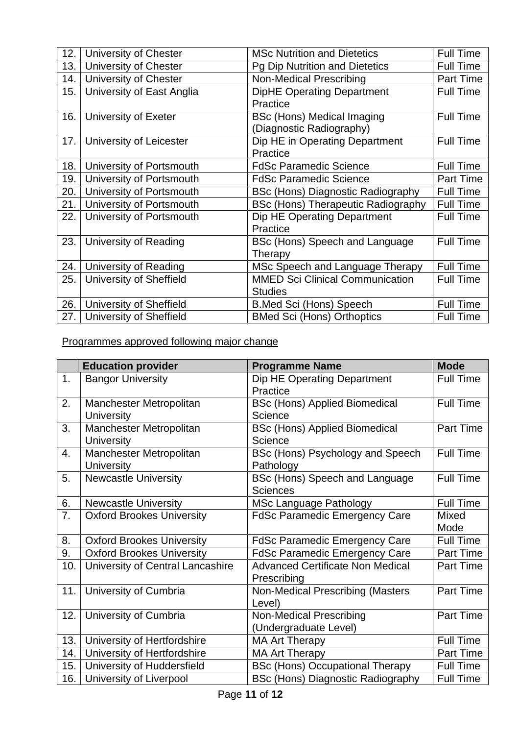| | | | |
|---|---|---|---|
| 12. | University of Chester | MSc Nutrition and Dietetics | Full Time |
| 13. | University of Chester | Pg Dip Nutrition and Dietetics | Full Time |
| 14. | University of Chester | Non-Medical Prescribing | Part Time |
| 15. | University of East Anglia | DipHE Operating Department Practice | Full Time |
| 16. | University of Exeter | BSc (Hons) Medical Imaging (Diagnostic Radiography) | Full Time |
| 17. | University of Leicester | Dip HE in Operating Department Practice | Full Time |
| 18. | University of Portsmouth | FdSc Paramedic Science | Full Time |
| 19. | University of Portsmouth | FdSc Paramedic Science | Part Time |
| 20. | University of Portsmouth | BSc (Hons) Diagnostic Radiography | Full Time |
| 21. | University of Portsmouth | BSc (Hons) Therapeutic Radiography | Full Time |
| 22. | University of Portsmouth | Dip HE Operating Department Practice | Full Time |
| 23. | University of Reading | BSc (Hons) Speech and Language Therapy | Full Time |
| 24. | University of Reading | MSc Speech and Language Therapy | Full Time |
| 25. | University of Sheffield | MMED Sci Clinical Communication Studies | Full Time |
| 26. | University of Sheffield | B.Med Sci (Hons) Speech | Full Time |
| 27. | University of Sheffield | BMed Sci (Hons) Orthoptics | Full Time |

Programmes approved following major change

| | Education provider | Programme Name | Mode |
|---|---|---|---|
| 1. | Bangor University | Dip HE Operating Department Practice | Full Time |
| 2. | Manchester Metropolitan University | BSc (Hons) Applied Biomedical Science | Full Time |
| 3. | Manchester Metropolitan University | BSc (Hons) Applied Biomedical Science | Part Time |
| 4. | Manchester Metropolitan University | BSc (Hons) Psychology and Speech Pathology | Full Time |
| 5. | Newcastle University | BSc (Hons) Speech and Language Sciences | Full Time |
| 6. | Newcastle University | MSc Language Pathology | Full Time |
| 7. | Oxford Brookes University | FdSc Paramedic Emergency Care | Mixed Mode |
| 8. | Oxford Brookes University | FdSc Paramedic Emergency Care | Full Time |
| 9. | Oxford Brookes University | FdSc Paramedic Emergency Care | Part Time |
| 10. | University of Central Lancashire | Advanced Certificate Non Medical Prescribing | Part Time |
| 11. | University of Cumbria | Non-Medical Prescribing (Masters Level) | Part Time |
| 12. | University of Cumbria | Non-Medical Prescribing (Undergraduate Level) | Part Time |
| 13. | University of Hertfordshire | MA Art Therapy | Full Time |
| 14. | University of Hertfordshire | MA Art Therapy | Part Time |
| 15. | University of Huddersfield | BSc (Hons) Occupational Therapy | Full Time |
| 16. | University of Liverpool | BSc (Hons) Diagnostic Radiography | Full Time |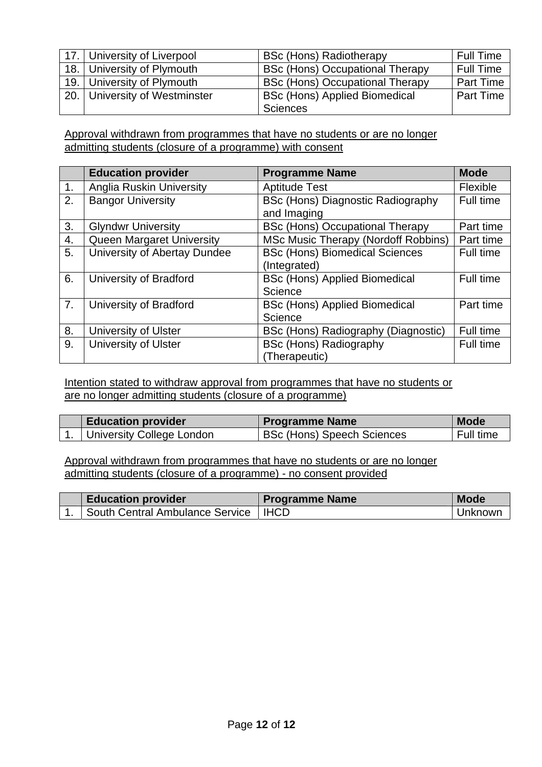| | | | |
|---|---|---|---|
| 17. | University of Liverpool | BSc (Hons) Radiotherapy | Full Time |
| 18. | University of Plymouth | BSc (Hons) Occupational Therapy | Full Time |
| 19. | University of Plymouth | BSc (Hons) Occupational Therapy | Part Time |
| 20. | University of Westminster | BSc (Hons) Applied Biomedical Sciences | Part Time |

Approval withdrawn from programmes that have no students or are no longer admitting students (closure of a programme) with consent

| | Education provider | Programme Name | Mode |
|---|---|---|---|
| 1. | Anglia Ruskin University | Aptitude Test | Flexible |
| 2. | Bangor University | BSc (Hons) Diagnostic Radiography and Imaging | Full time |
| 3. | Glyndwr University | BSc (Hons) Occupational Therapy | Part time |
| 4. | Queen Margaret University | MSc Music Therapy (Nordoff Robbins) | Part time |
| 5. | University of Abertay Dundee | BSc (Hons) Biomedical Sciences (Integrated) | Full time |
| 6. | University of Bradford | BSc (Hons) Applied Biomedical Science | Full time |
| 7. | University of Bradford | BSc (Hons) Applied Biomedical Science | Part time |
| 8. | University of Ulster | BSc (Hons) Radiography (Diagnostic) | Full time |
| 9. | University of Ulster | BSc (Hons) Radiography (Therapeutic) | Full time |

Intention stated to withdraw approval from programmes that have no students or are no longer admitting students (closure of a programme)

| | Education provider | Programme Name | Mode |
|---|---|---|---|
| 1. | University College London | BSc (Hons) Speech Sciences | Full time |

Approval withdrawn from programmes that have no students or are no longer admitting students (closure of a programme) - no consent provided

| | Education provider | Programme Name | Mode |
|---|---|---|---|
| 1. | South Central Ambulance Service | IHCD | Unknown |